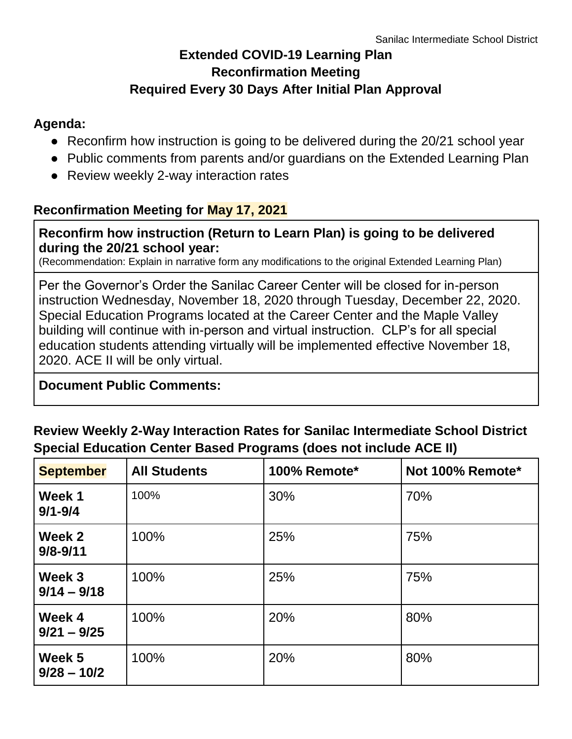# Extended COVID-19 Learning Plan
## Reconfirmation Meeting
## Required Every 30 Days After Initial Plan Approval

**Agenda:**

- Reconfirm how instruction is going to be delivered during the 20/21 school year
- Public comments from parents and/or guardians on the Extended Learning Plan
- Review weekly 2-way interaction rates

### Reconfirmation Meeting for May 17, 2021

**Reconfirm how instruction (Return to Learn Plan) is going to be delivered during the 20/21 school year:**
(Recommendation: Explain in narrative form any modifications to the original Extended Learning Plan)

Per the Governor's Order the Sanilac Career Center will be closed for in-person instruction Wednesday, November 18, 2020 through Tuesday, December 22, 2020. Special Education Programs located at the Career Center and the Maple Valley building will continue with in-person and virtual instruction. CLP's for all special education students attending virtually will be implemented effective November 18, 2020. ACE II will be only virtual.

**Document Public Comments:**

### Review Weekly 2-Way Interaction Rates for Sanilac Intermediate School District Special Education Center Based Programs (does not include ACE II)

| September | All Students | 100% Remote* | Not 100% Remote* |
|---|---|---|---|
| **Week 1**<br>**9/1-9/4** | 100% | 30% | 70% |
| **Week 2**<br>**9/8-9/11** | 100% | 25% | 75% |
| **Week 3**<br>**9/14 – 9/18** | 100% | 25% | 75% |
| **Week 4**<br>**9/21 – 9/25** | 100% | 20% | 80% |
| **Week 5**<br>**9/28 – 10/2** | 100% | 20% | 80% |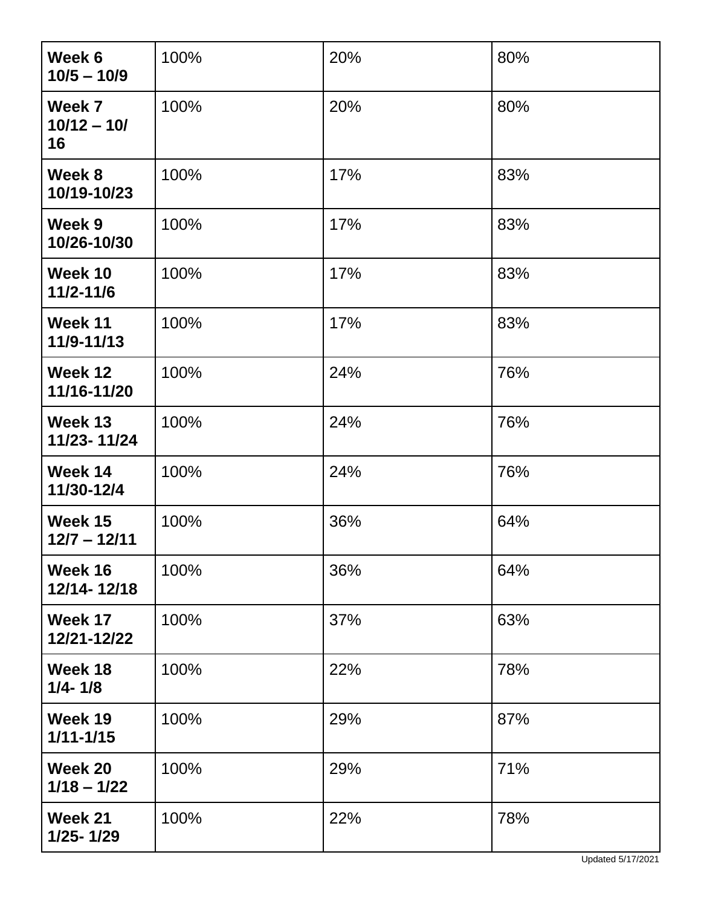| Week 6<br>10/5 – 10/9 | 100% | 20% | 80% |
|---|---|---|---|
| **Week 7**<br>**10/12 – 10/16** | 100% | 20% | 80% |
| **Week 8**<br>**10/19-10/23** | 100% | 17% | 83% |
| **Week 9**<br>**10/26-10/30** | 100% | 17% | 83% |
| **Week 10**<br>**11/2-11/6** | 100% | 17% | 83% |
| **Week 11**<br>**11/9-11/13** | 100% | 17% | 83% |
| **Week 12**<br>**11/16-11/20** | 100% | 24% | 76% |
| **Week 13**<br>**11/23- 11/24** | 100% | 24% | 76% |
| **Week 14**<br>**11/30-12/4** | 100% | 24% | 76% |
| **Week 15**<br>**12/7 – 12/11** | 100% | 36% | 64% |
| **Week 16**<br>**12/14- 12/18** | 100% | 36% | 64% |
| **Week 17**<br>**12/21-12/22** | 100% | 37% | 63% |
| **Week 18**<br>**1/4- 1/8** | 100% | 22% | 78% |
| **Week 19**<br>**1/11-1/15** | 100% | 29% | 87% |
| **Week 20**<br>**1/18 – 1/22** | 100% | 29% | 71% |
| **Week 21**<br>**1/25- 1/29** | 100% | 22% | 78% |

Updated 5/17/2021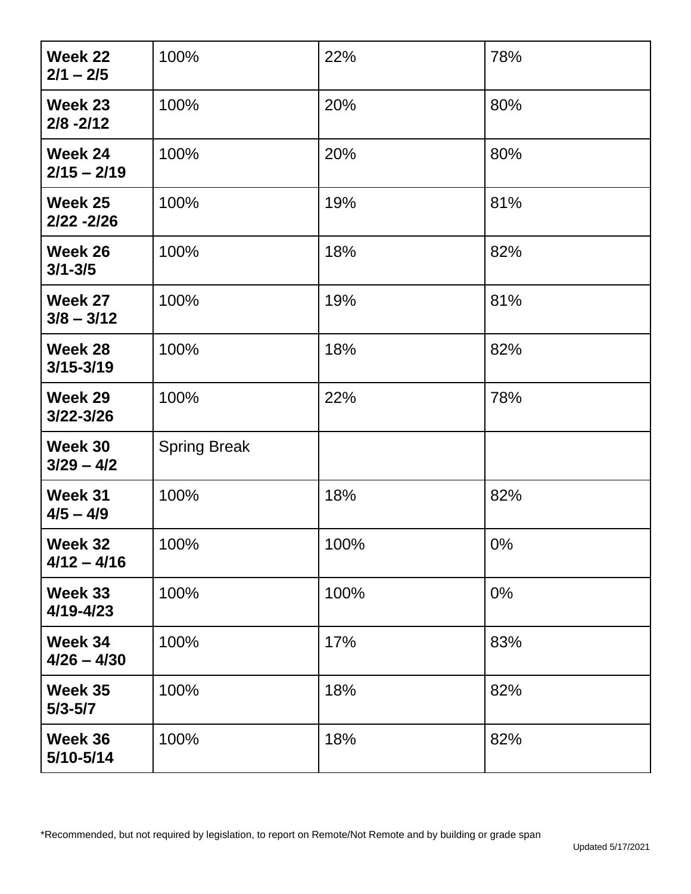| | | | |
|---|---|---|---|
| **Week 22 2/1 – 2/5** | 100% | 22% | 78% |
| **Week 23 2/8 -2/12** | 100% | 20% | 80% |
| **Week 24 2/15 – 2/19** | 100% | 20% | 80% |
| **Week 25 2/22 -2/26** | 100% | 19% | 81% |
| **Week 26 3/1-3/5** | 100% | 18% | 82% |
| **Week 27 3/8 – 3/12** | 100% | 19% | 81% |
| **Week 28 3/15-3/19** | 100% | 18% | 82% |
| **Week 29 3/22-3/26** | 100% | 22% | 78% |
| **Week 30 3/29 – 4/2** | Spring Break | | |
| **Week 31 4/5 – 4/9** | 100% | 18% | 82% |
| **Week 32 4/12 – 4/16** | 100% | 100% | 0% |
| **Week 33 4/19-4/23** | 100% | 100% | 0% |
| **Week 34 4/26 – 4/30** | 100% | 17% | 83% |
| **Week 35 5/3-5/7** | 100% | 18% | 82% |
| **Week 36 5/10-5/14** | 100% | 18% | 82% |

*Recommended, but not required by legislation, to report on Remote/Not Remote and by building or grade span

Updated 5/17/2021